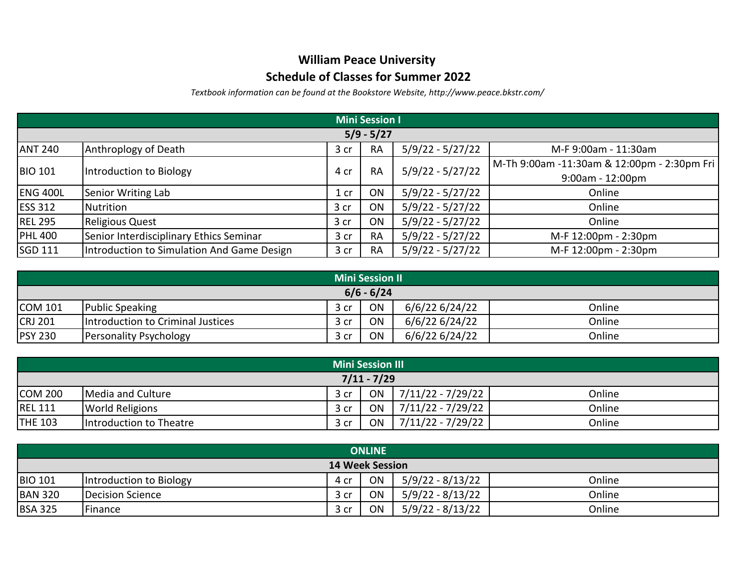# William Peace University

## Schedule of Classes for Summer 2022

*Textbook information can be found at the Bookstore Website, http://www.peace.bkstr.com/*

| Mini Session I | | | | | |
|---|---|---|---|---|---|
| **5/9 - 5/27** | | | | | |
| ANT 240 | Anthroplogy of Death | 3 cr | RA | 5/9/22 - 5/27/22 | M-F 9:00am - 11:30am |
| BIO 101 | Introduction to Biology | 4 cr | RA | 5/9/22 - 5/27/22 | M-Th 9:00am -11:30am & 12:00pm - 2:30pm Fri 9:00am - 12:00pm |
| ENG 400L | Senior Writing Lab | 1 cr | ON | 5/9/22 - 5/27/22 | Online |
| ESS 312 | Nutrition | 3 cr | ON | 5/9/22 - 5/27/22 | Online |
| REL 295 | Religious Quest | 3 cr | ON | 5/9/22 - 5/27/22 | Online |
| PHL 400 | Senior Interdisciplinary Ethics Seminar | 3 cr | RA | 5/9/22 - 5/27/22 | M-F 12:00pm - 2:30pm |
| SGD 111 | Introduction to Simulation And Game Design | 3 cr | RA | 5/9/22 - 5/27/22 | M-F 12:00pm - 2:30pm |

| Mini Session II | | | | | |
|---|---|---|---|---|---|
| **6/6 - 6/24** | | | | | |
| COM 101 | Public Speaking | 3 cr | ON | 6/6/22 6/24/22 | Online |
| CRJ 201 | Introduction to Criminal Justices | 3 cr | ON | 6/6/22 6/24/22 | Online |
| PSY 230 | Personality Psychology | 3 cr | ON | 6/6/22 6/24/22 | Online |

| Mini Session III | | | | | |
|---|---|---|---|---|---|
| **7/11 - 7/29** | | | | | |
| COM 200 | Media and Culture | 3 cr | ON | 7/11/22 - 7/29/22 | Online |
| REL 111 | World Religions | 3 cr | ON | 7/11/22 - 7/29/22 | Online |
| THE 103 | Introduction to Theatre | 3 cr | ON | 7/11/22 - 7/29/22 | Online |

| ONLINE | | | | | |
|---|---|---|---|---|---|
| **14 Week Session** | | | | | |
| BIO 101 | Introduction to Biology | 4 cr | ON | 5/9/22 - 8/13/22 | Online |
| BAN 320 | Decision Science | 3 cr | ON | 5/9/22 - 8/13/22 | Online |
| BSA 325 | Finance | 3 cr | ON | 5/9/22 - 8/13/22 | Online |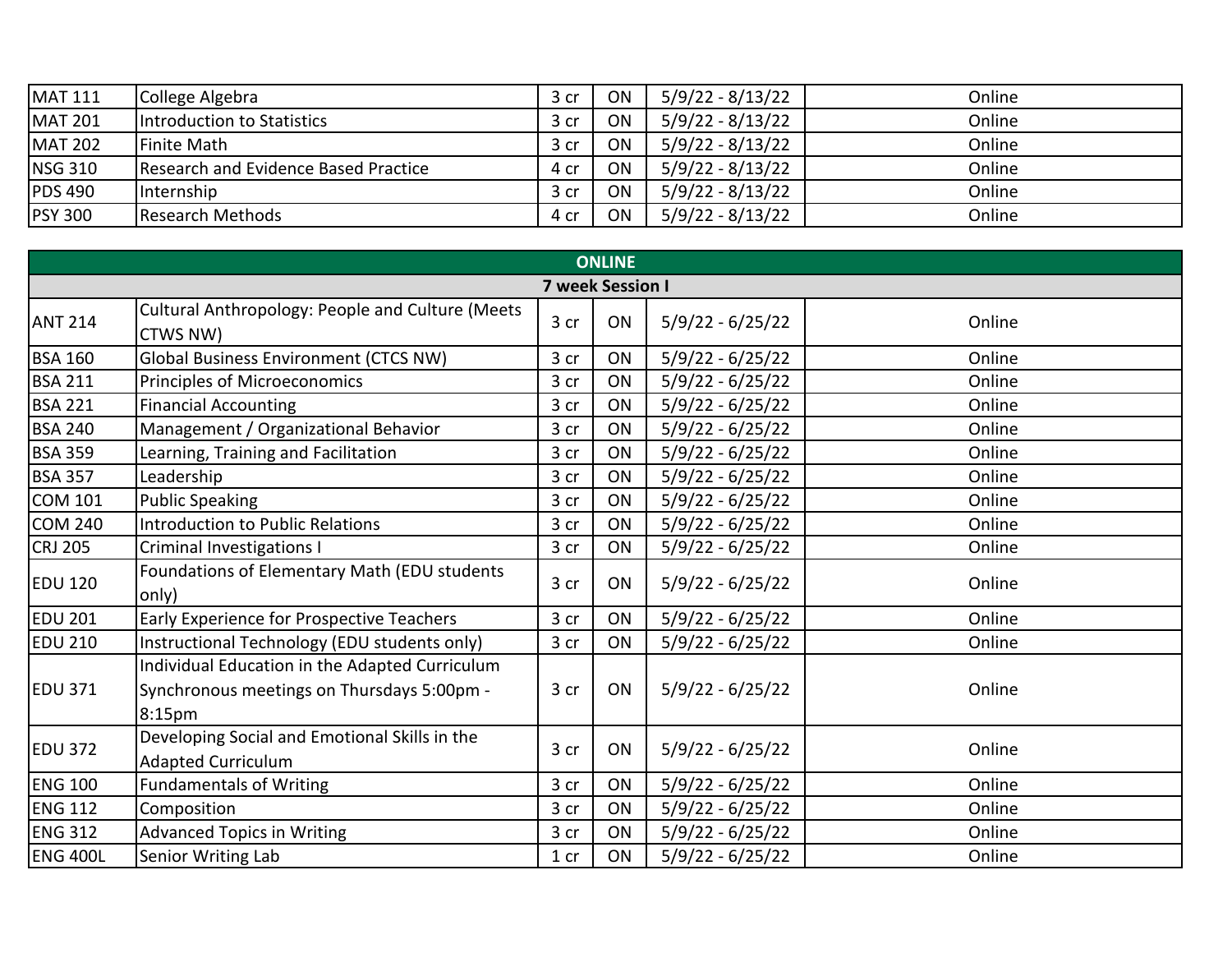| | | | | | |
|---|---|---|---|---|---|
| MAT 111 | College Algebra | 3 cr | ON | 5/9/22 - 8/13/22 | Online |
| MAT 201 | Introduction to Statistics | 3 cr | ON | 5/9/22 - 8/13/22 | Online |
| MAT 202 | Finite Math | 3 cr | ON | 5/9/22 - 8/13/22 | Online |
| NSG 310 | Research and Evidence Based Practice | 4 cr | ON | 5/9/22 - 8/13/22 | Online |
| PDS 490 | Internship | 3 cr | ON | 5/9/22 - 8/13/22 | Online |
| PSY 300 | Research Methods | 4 cr | ON | 5/9/22 - 8/13/22 | Online |

| **ONLINE** | | | | | |
|---|---|---|---|---|---|
| **7 week Session I** | | | | | |
| ANT 214 | Cultural Anthropology: People and Culture (Meets CTWS NW) | 3 cr | ON | 5/9/22 - 6/25/22 | Online |
| BSA 160 | Global Business Environment (CTCS NW) | 3 cr | ON | 5/9/22 - 6/25/22 | Online |
| BSA 211 | Principles of Microeconomics | 3 cr | ON | 5/9/22 - 6/25/22 | Online |
| BSA 221 | Financial Accounting | 3 cr | ON | 5/9/22 - 6/25/22 | Online |
| BSA 240 | Management / Organizational Behavior | 3 cr | ON | 5/9/22 - 6/25/22 | Online |
| BSA 359 | Learning, Training and Facilitation | 3 cr | ON | 5/9/22 - 6/25/22 | Online |
| BSA 357 | Leadership | 3 cr | ON | 5/9/22 - 6/25/22 | Online |
| COM 101 | Public Speaking | 3 cr | ON | 5/9/22 - 6/25/22 | Online |
| COM 240 | Introduction to Public Relations | 3 cr | ON | 5/9/22 - 6/25/22 | Online |
| CRJ 205 | Criminal Investigations I | 3 cr | ON | 5/9/22 - 6/25/22 | Online |
| EDU 120 | Foundations of Elementary Math (EDU students only) | 3 cr | ON | 5/9/22 - 6/25/22 | Online |
| EDU 201 | Early Experience for Prospective Teachers | 3 cr | ON | 5/9/22 - 6/25/22 | Online |
| EDU 210 | Instructional Technology (EDU students only) | 3 cr | ON | 5/9/22 - 6/25/22 | Online |
| EDU 371 | Individual Education in the Adapted Curriculum Synchronous meetings on Thursdays 5:00pm - 8:15pm | 3 cr | ON | 5/9/22 - 6/25/22 | Online |
| EDU 372 | Developing Social and Emotional Skills in the Adapted Curriculum | 3 cr | ON | 5/9/22 - 6/25/22 | Online |
| ENG 100 | Fundamentals of Writing | 3 cr | ON | 5/9/22 - 6/25/22 | Online |
| ENG 112 | Composition | 3 cr | ON | 5/9/22 - 6/25/22 | Online |
| ENG 312 | Advanced Topics in Writing | 3 cr | ON | 5/9/22 - 6/25/22 | Online |
| ENG 400L | Senior Writing Lab | 1 cr | ON | 5/9/22 - 6/25/22 | Online |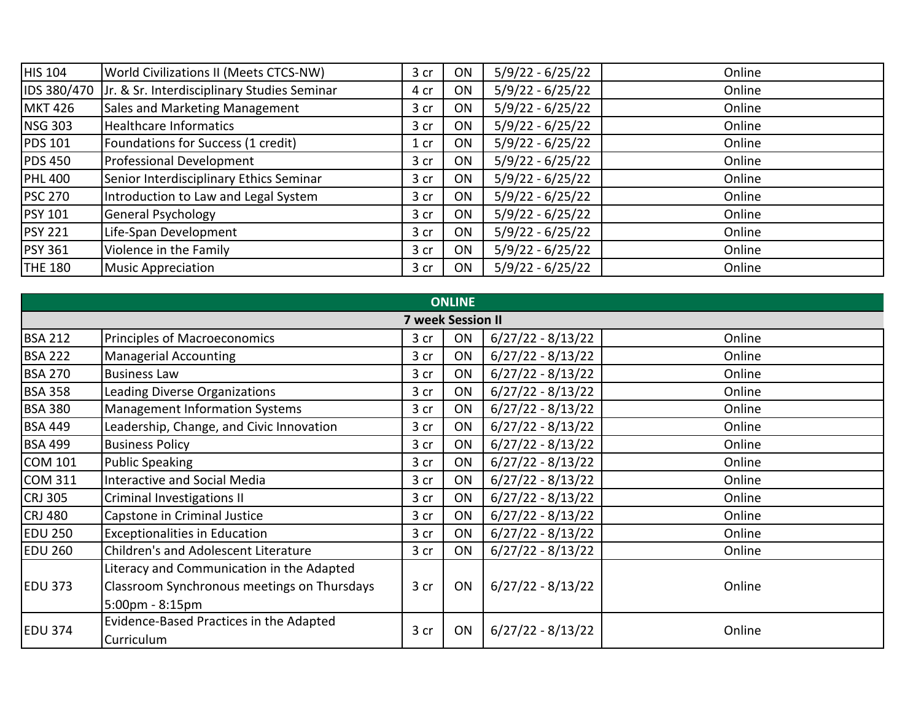| | | | | | |
|---|---|---|---|---|---|
| HIS 104 | World Civilizations II (Meets CTCS-NW) | 3 cr | ON | 5/9/22 - 6/25/22 | Online |
| IDS 380/470 | Jr. & Sr. Interdisciplinary Studies Seminar | 4 cr | ON | 5/9/22 - 6/25/22 | Online |
| MKT 426 | Sales and Marketing Management | 3 cr | ON | 5/9/22 - 6/25/22 | Online |
| NSG 303 | Healthcare Informatics | 3 cr | ON | 5/9/22 - 6/25/22 | Online |
| PDS 101 | Foundations for Success (1 credit) | 1 cr | ON | 5/9/22 - 6/25/22 | Online |
| PDS 450 | Professional Development | 3 cr | ON | 5/9/22 - 6/25/22 | Online |
| PHL 400 | Senior Interdisciplinary Ethics Seminar | 3 cr | ON | 5/9/22 - 6/25/22 | Online |
| PSC 270 | Introduction to Law and Legal System | 3 cr | ON | 5/9/22 - 6/25/22 | Online |
| PSY 101 | General Psychology | 3 cr | ON | 5/9/22 - 6/25/22 | Online |
| PSY 221 | Life-Span Development | 3 cr | ON | 5/9/22 - 6/25/22 | Online |
| PSY 361 | Violence in the Family | 3 cr | ON | 5/9/22 - 6/25/22 | Online |
| THE 180 | Music Appreciation | 3 cr | ON | 5/9/22 - 6/25/22 | Online |

| **ONLINE** | | | | | |
|---|---|---|---|---|---|
| **7 week Session II** | | | | | |
| BSA 212 | Principles of Macroeconomics | 3 cr | ON | 6/27/22 - 8/13/22 | Online |
| BSA 222 | Managerial Accounting | 3 cr | ON | 6/27/22 - 8/13/22 | Online |
| BSA 270 | Business Law | 3 cr | ON | 6/27/22 - 8/13/22 | Online |
| BSA 358 | Leading Diverse Organizations | 3 cr | ON | 6/27/22 - 8/13/22 | Online |
| BSA 380 | Management Information Systems | 3 cr | ON | 6/27/22 - 8/13/22 | Online |
| BSA 449 | Leadership, Change, and Civic Innovation | 3 cr | ON | 6/27/22 - 8/13/22 | Online |
| BSA 499 | Business Policy | 3 cr | ON | 6/27/22 - 8/13/22 | Online |
| COM 101 | Public Speaking | 3 cr | ON | 6/27/22 - 8/13/22 | Online |
| COM 311 | Interactive and Social Media | 3 cr | ON | 6/27/22 - 8/13/22 | Online |
| CRJ 305 | Criminal Investigations II | 3 cr | ON | 6/27/22 - 8/13/22 | Online |
| CRJ 480 | Capstone in Criminal Justice | 3 cr | ON | 6/27/22 - 8/13/22 | Online |
| EDU 250 | Exceptionalities in Education | 3 cr | ON | 6/27/22 - 8/13/22 | Online |
| EDU 260 | Children's and Adolescent Literature | 3 cr | ON | 6/27/22 - 8/13/22 | Online |
| EDU 373 | Literacy and Communication in the Adapted Classroom Synchronous meetings on Thursdays 5:00pm - 8:15pm | 3 cr | ON | 6/27/22 - 8/13/22 | Online |
| EDU 374 | Evidence-Based Practices in the Adapted Curriculum | 3 cr | ON | 6/27/22 - 8/13/22 | Online |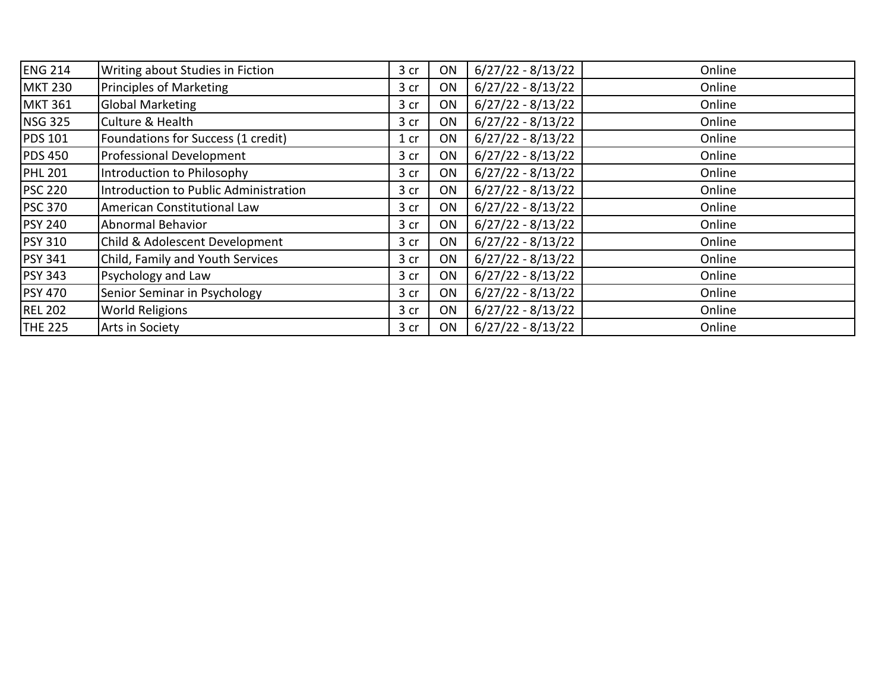| | | | | | |
|---|---|---|---|---|---|
| ENG 214 | Writing about Studies in Fiction | 3 cr | ON | 6/27/22 - 8/13/22 | Online |
| MKT 230 | Principles of Marketing | 3 cr | ON | 6/27/22 - 8/13/22 | Online |
| MKT 361 | Global Marketing | 3 cr | ON | 6/27/22 - 8/13/22 | Online |
| NSG 325 | Culture & Health | 3 cr | ON | 6/27/22 - 8/13/22 | Online |
| PDS 101 | Foundations for Success (1 credit) | 1 cr | ON | 6/27/22 - 8/13/22 | Online |
| PDS 450 | Professional Development | 3 cr | ON | 6/27/22 - 8/13/22 | Online |
| PHL 201 | Introduction to Philosophy | 3 cr | ON | 6/27/22 - 8/13/22 | Online |
| PSC 220 | Introduction to Public Administration | 3 cr | ON | 6/27/22 - 8/13/22 | Online |
| PSC 370 | American Constitutional Law | 3 cr | ON | 6/27/22 - 8/13/22 | Online |
| PSY 240 | Abnormal Behavior | 3 cr | ON | 6/27/22 - 8/13/22 | Online |
| PSY 310 | Child & Adolescent Development | 3 cr | ON | 6/27/22 - 8/13/22 | Online |
| PSY 341 | Child, Family and Youth Services | 3 cr | ON | 6/27/22 - 8/13/22 | Online |
| PSY 343 | Psychology and Law | 3 cr | ON | 6/27/22 - 8/13/22 | Online |
| PSY 470 | Senior Seminar in Psychology | 3 cr | ON | 6/27/22 - 8/13/22 | Online |
| REL 202 | World Religions | 3 cr | ON | 6/27/22 - 8/13/22 | Online |
| THE 225 | Arts in Society | 3 cr | ON | 6/27/22 - 8/13/22 | Online |